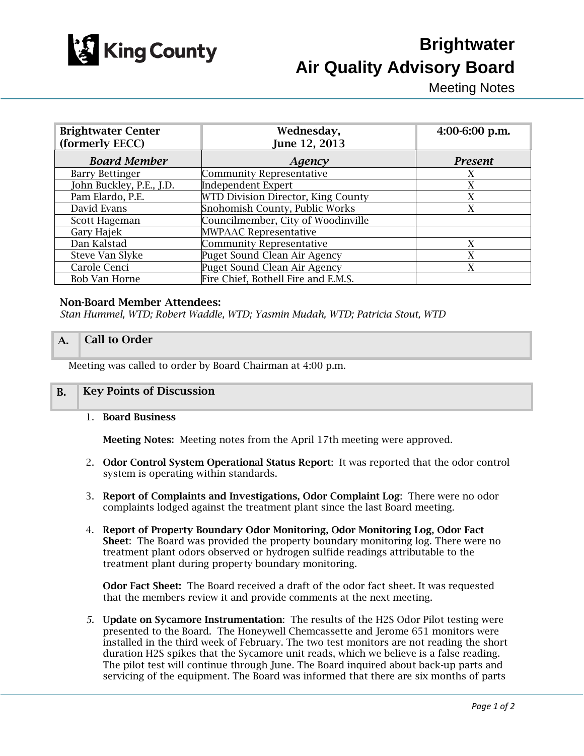# Brightwater Air Quality Advisory Board

Meeting Notes

| Brightwater Center (formerly EECC) | Wednesday, June 12, 2013 | 4:00-6:00 p.m. |
|---|---|---|
| ***Board Member*** | ***Agency*** | ***Present*** |
| Barry Bettinger | Community Representative | X |
| John Buckley, P.E., J.D. | Independent Expert | X |
| Pam Elardo, P.E. | WTD Division Director, King County | X |
| David Evans | Snohomish County, Public Works | X |
| Scott Hageman | Councilmember, City of Woodinville | |
| Gary Hajek | MWPAAC Representative | |
| Dan Kalstad | Community Representative | X |
| Steve Van Slyke | Puget Sound Clean Air Agency | X |
| Carole Cenci | Puget Sound Clean Air Agency | X |
| Bob Van Horne | Fire Chief, Bothell Fire and E.M.S. | |

**Non-Board Member Attendees:**

*Stan Hummel, WTD; Robert Waddle, WTD; Yasmin Mudah, WTD; Patricia Stout, WTD*

## A. Call to Order

Meeting was called to order by Board Chairman at 4:00 p.m.

## B. Key Points of Discussion

1. **Board Business**

   **Meeting Notes:** Meeting notes from the April 17th meeting were approved.

2. **Odor Control System Operational Status Report**: It was reported that the odor control system is operating within standards.

3. **Report of Complaints and Investigations, Odor Complaint Log**: There were no odor complaints lodged against the treatment plant since the last Board meeting.

4. **Report of Property Boundary Odor Monitoring, Odor Monitoring Log, Odor Fact Sheet**: The Board was provided the property boundary monitoring log. There were no treatment plant odors observed or hydrogen sulfide readings attributable to the treatment plant during property boundary monitoring.

   **Odor Fact Sheet:** The Board received a draft of the odor fact sheet. It was requested that the members review it and provide comments at the next meeting.

5. **Update on Sycamore Instrumentation**: The results of the $H_2S$ Odor Pilot testing were presented to the Board. The Honeywell Chemcassette and Jerome 651 monitors were installed in the third week of February. The two test monitors are not reading the short duration $H_2S$ spikes that the Sycamore unit reads, which we believe is a false reading. The pilot test will continue through June. The Board inquired about back-up parts and servicing of the equipment. The Board was informed that there are six months of parts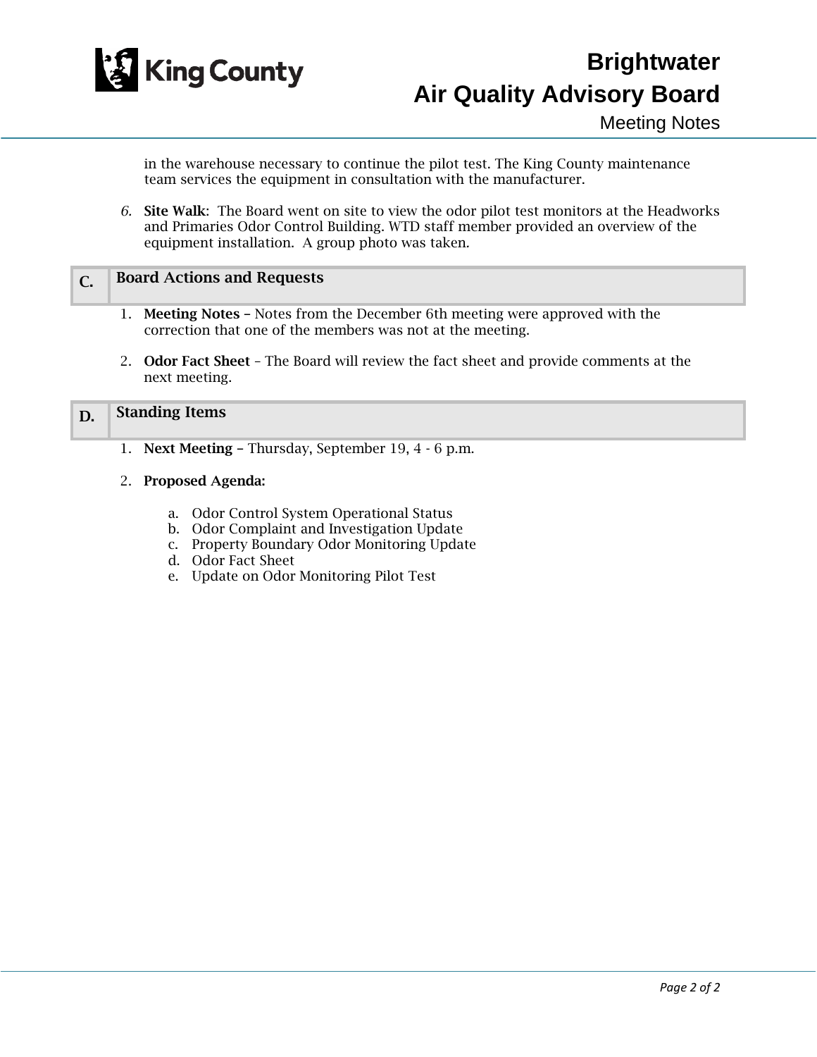in the warehouse necessary to continue the pilot test. The King County maintenance team services the equipment in consultation with the manufacturer.

6. **Site Walk**: The Board went on site to view the odor pilot test monitors at the Headworks and Primaries Odor Control Building. WTD staff member provided an overview of the equipment installation. A group photo was taken.

## C. Board Actions and Requests

1. **Meeting Notes –** Notes from the December 6th meeting were approved with the correction that one of the members was not at the meeting.

2. **Odor Fact Sheet** – The Board will review the fact sheet and provide comments at the next meeting.

## D. Standing Items

1. **Next Meeting –** Thursday, September 19, 4 - 6 p.m.

2. **Proposed Agenda:**

   a. Odor Control System Operational Status
   b. Odor Complaint and Investigation Update
   c. Property Boundary Odor Monitoring Update
   d. Odor Fact Sheet
   e. Update on Odor Monitoring Pilot Test